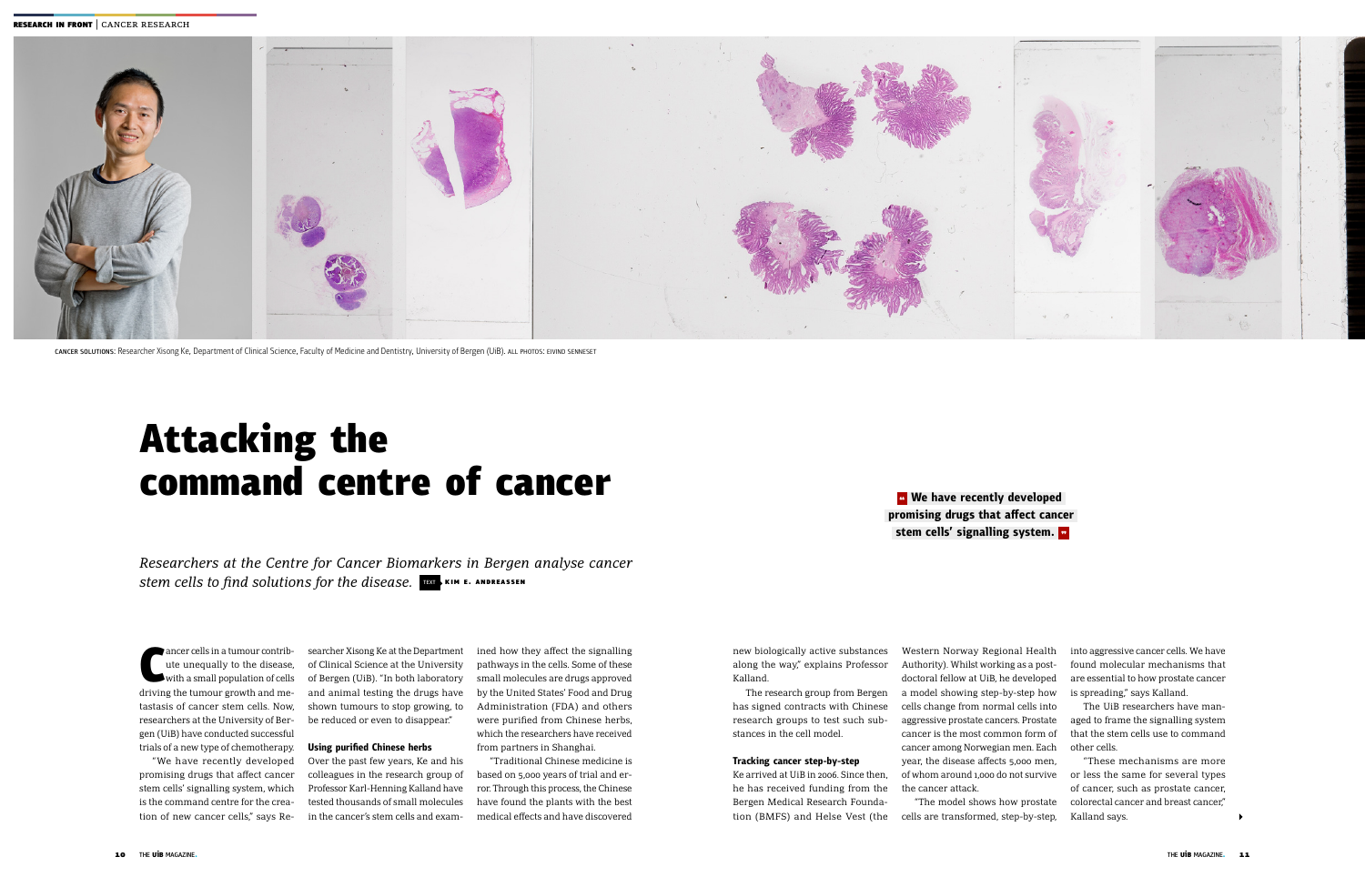CANCER SOLUTIONS: Researcher Xisong Ke, Department of Clinical Science, Faculty of Medicine and Dentistry, University of Bergen (UiB). ALL PHOTOS: EIVIND SENNESET

# Attacking the command centre of cancer

*Researchers at the Centre for Cancer Biomarkers in Bergen analyse cancer stem cells to find solutions for the disease.* TEXT KIM E. ANDREASSEN

> **We have recently developed promising drugs that affect cancer stem cells' signalling system.**

Cancer cells in a tumour contribute unequally to the disease, with a small population of cells driving the tumour growth and metastasis of cancer stem cells. Now, researchers at the University of Bergen (UiB) have conducted successful trials of a new type of chemotherapy.

"We have recently developed promising drugs that affect cancer stem cells' signalling system, which is the command centre for the creation of new cancer cells," says Researcher Xisong Ke at the Department of Clinical Science at the University of Bergen (UiB). "In both laboratory and animal testing the drugs have shown tumours to stop growing, to be reduced or even to disappear."

### Using purified Chinese herbs

Over the past few years, Ke and his colleagues in the research group of Professor Karl-Henning Kalland have tested thousands of small molecules in the cancer's stem cells and examined how they affect the signalling pathways in the cells. Some of these small molecules are drugs approved by the United States' Food and Drug Administration (FDA) and others were purified from Chinese herbs, which the researchers have received from partners in Shanghai.

"Traditional Chinese medicine is based on 5,000 years of trial and error. Through this process, the Chinese have found the plants with the best medical effects and have discovered new biologically active substances along the way," explains Professor Kalland.

The research group from Bergen has signed contracts with Chinese research groups to test such substances in the cell model.

### Tracking cancer step-by-step

Ke arrived at UiB in 2006. Since then, he has received funding from the Bergen Medical Research Foundation (BMFS) and Helse Vest (the Western Norway Regional Health Authority). Whilst working as a postdoctoral fellow at UiB, he developed a model showing step-by-step how cells change from normal cells into aggressive prostate cancers. Prostate cancer is the most common form of cancer among Norwegian men. Each year, the disease affects 5,000 men, of whom around 1,000 do not survive the cancer attack.

"The model shows how prostate cells are transformed, step-by-step, into aggressive cancer cells. We have found molecular mechanisms that are essential to how prostate cancer is spreading," says Kalland.

The UiB researchers have managed to frame the signalling system that the stem cells use to command other cells.

"These mechanisms are more or less the same for several types of cancer, such as prostate cancer, colorectal cancer and breast cancer," Kalland says.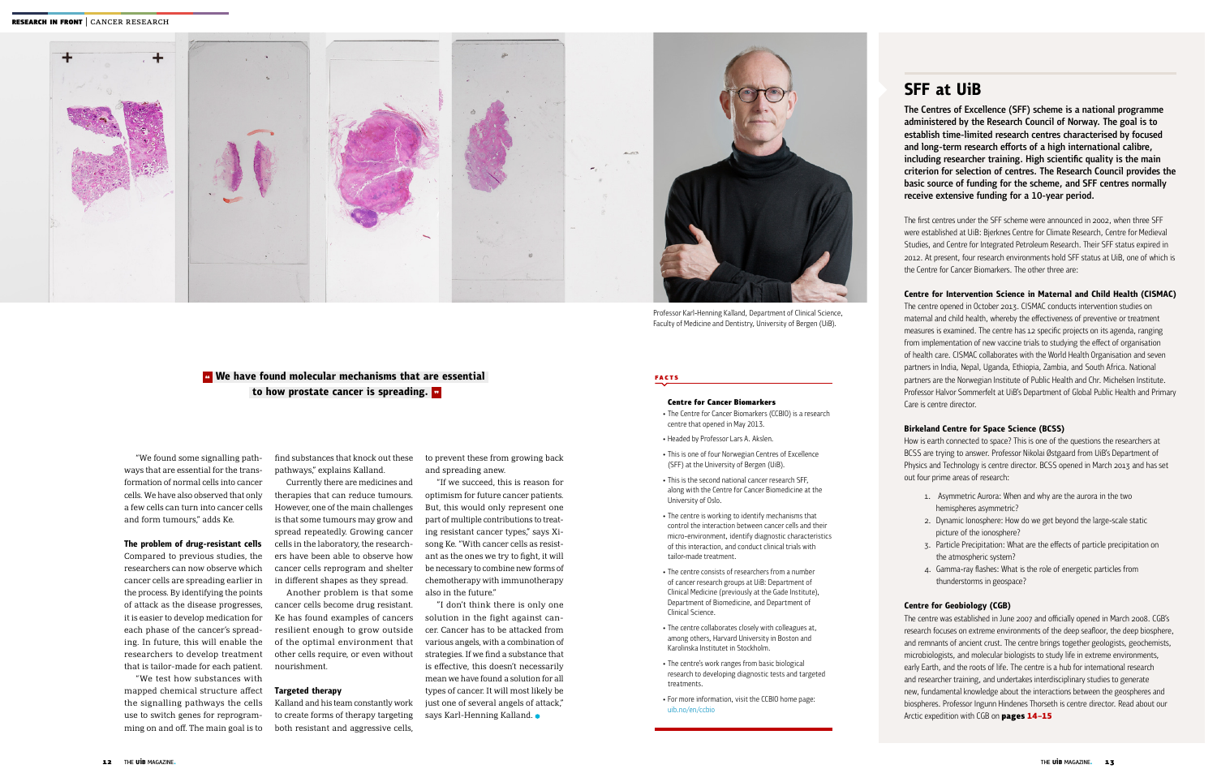Professor Karl-Henning Kalland, Department of Clinical Science, Faculty of Medicine and Dentistry, University of Bergen (UiB).

**We have found molecular mechanisms that are essential to how prostate cancer is spreading.**

"We found some signalling pathways that are essential for the transformation of normal cells into cancer cells. We have also observed that only a few cells can turn into cancer cells and form tumours," adds Ke.

### The problem of drug-resistant cells

Compared to previous studies, the researchers can now observe which cancer cells are spreading earlier in the process. By identifying the points of attack as the disease progresses, it is easier to develop medication for each phase of the cancer's spreading. In future, this will enable the researchers to develop treatment that is tailor-made for each patient.

"We test how substances with mapped chemical structure affect the signalling pathways the cells use to switch genes for reprogramming on and off. The main goal is to find substances that knock out these pathways," explains Kalland.

Currently there are medicines and therapies that can reduce tumours. However, one of the main challenges is that some tumours may grow and spread repeatedly. Growing cancer cells in the laboratory, the researchers have been able to observe how cancer cells reprogram and shelter in different shapes as they spread.

Another problem is that some cancer cells become drug resistant. Ke has found examples of cancers resilient enough to grow outside of the optimal environment that other cells require, or even without nourishment.

### Targeted therapy

Kalland and his team constantly work to create forms of therapy targeting both resistant and aggressive cells, to prevent these from growing back and spreading anew.

"If we succeed, this is reason for optimism for future cancer patients. But, this would only represent one part of multiple contributions to treating resistant cancer types," says Xisong Ke. "With cancer cells as resistant as the ones we try to fight, it will be necessary to combine new forms of chemotherapy with immunotherapy also in the future."

"I don't think there is only one solution in the fight against cancer. Cancer has to be attacked from various angels, with a combination of strategies. If we find a substance that is effective, this doesn't necessarily mean we have found a solution for all types of cancer. It will most likely be just one of several angels of attack," says Karl-Henning Kalland.

**FACTS**

**Centre for Cancer Biomarkers**

- The Centre for Cancer Biomarkers (CCBIO) is a research centre that opened in May 2013.
- Headed by Professor Lars A. Akslen.
- This is one of four Norwegian Centres of Excellence (SFF) at the University of Bergen (UiB).
- This is the second national cancer research SFF, along with the Centre for Cancer Biomedicine at the University of Oslo.
- The centre is working to identify mechanisms that control the interaction between cancer cells and their micro-environment, identify diagnostic characteristics of this interaction, and conduct clinical trials with tailor-made treatment.
- The centre consists of researchers from a number of cancer research groups at UiB: Department of Clinical Medicine (previously at the Gade Institute), Department of Biomedicine, and Department of Clinical Science.
- The centre collaborates closely with colleagues at, among others, Harvard University in Boston and Karolinska Institutet in Stockholm.
- The centre's work ranges from basic biological research to developing diagnostic tests and targeted treatments.
- For more information, visit the CCBIO home page: uib.no/en/ccbio

## SFF at UiB

**The Centres of Excellence (SFF) scheme is a national programme administered by the Research Council of Norway. The goal is to establish time-limited research centres characterised by focused and long-term research efforts of a high international calibre, including researcher training. High scientific quality is the main criterion for selection of centres. The Research Council provides the basic source of funding for the scheme, and SFF centres normally receive extensive funding for a 10-year period.**

The first centres under the SFF scheme were announced in 2002, when three SFF were established at UiB: Bjerknes Centre for Climate Research, Centre for Medieval Studies, and Centre for Integrated Petroleum Research. Their SFF status expired in 2012. At present, four research environments hold SFF status at UiB, one of which is the Centre for Cancer Biomarkers. The other three are:

**Centre for Intervention Science in Maternal and Child Health (CISMAC)**

The centre opened in October 2013. CISMAC conducts intervention studies on maternal and child health, whereby the effectiveness of preventive or treatment measures is examined. The centre has 12 specific projects on its agenda, ranging from implementation of new vaccine trials to studying the effect of organisation of health care. CISMAC collaborates with the World Health Organisation and seven partners in India, Nepal, Uganda, Ethiopia, Zambia, and South Africa. National partners are the Norwegian Institute of Public Health and Chr. Michelsen Institute. Professor Halvor Sommerfelt at UiB's Department of Global Public Health and Primary Care is centre director.

**Birkeland Centre for Space Science (BCSS)**

How is earth connected to space? This is one of the questions the researchers at BCSS are trying to answer. Professor Nikolai Østgaard from UiB's Department of Physics and Technology is centre director. BCSS opened in March 2013 and has set out four prime areas of research:

1. Asymmetric Aurora: When and why are the aurora in the two hemispheres asymmetric?
2. Dynamic Ionosphere: How do we get beyond the large-scale static picture of the ionosphere?
3. Particle Precipitation: What are the effects of particle precipitation on the atmospheric system?
4. Gamma-ray flashes: What is the role of energetic particles from thunderstorms in geospace?

**Centre for Geobiology (CGB)**

The centre was established in June 2007 and officially opened in March 2008. CGB's research focuses on extreme environments of the deep seafloor, the deep biosphere, and remnants of ancient crust. The centre brings together geologists, geochemists, microbiologists, and molecular biologists to study life in extreme environments, early Earth, and the roots of life. The centre is a hub for international research and researcher training, and undertakes interdisciplinary studies to generate new, fundamental knowledge about the interactions between the geospheres and biospheres. Professor Ingunn Hindenes Thorseth is centre director. Read about our Arctic expedition with CGB on **pages 14–15**